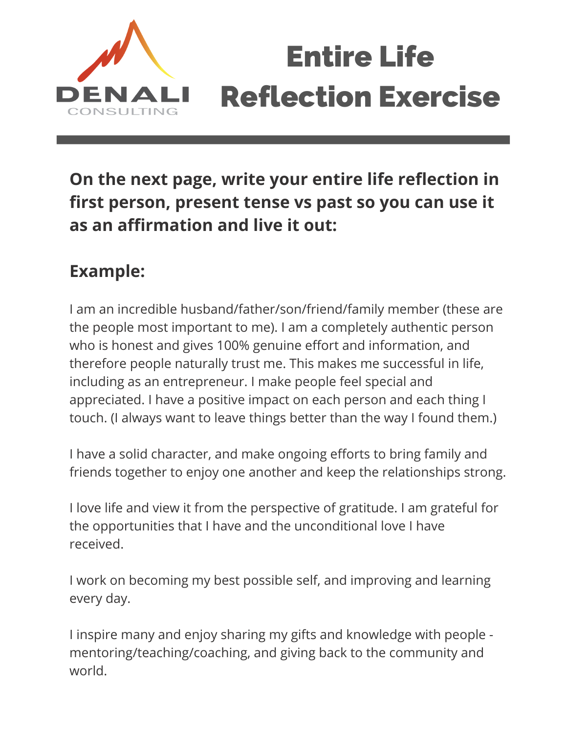DENALI CONSULTING

# Entire Life Reflection Exercise

---

**On the next page, write your entire life reflection in first person, present tense vs past so you can use it as an affirmation and live it out:**

## Example:

I am an incredible husband/father/son/friend/family member (these are the people most important to me). I am a completely authentic person who is honest and gives 100% genuine effort and information, and therefore people naturally trust me. This makes me successful in life, including as an entrepreneur. I make people feel special and appreciated. I have a positive impact on each person and each thing I touch. (I always want to leave things better than the way I found them.)

I have a solid character, and make ongoing efforts to bring family and friends together to enjoy one another and keep the relationships strong.

I love life and view it from the perspective of gratitude. I am grateful for the opportunities that I have and the unconditional love I have received.

I work on becoming my best possible self, and improving and learning every day.

I inspire many and enjoy sharing my gifts and knowledge with people - mentoring/teaching/coaching, and giving back to the community and world.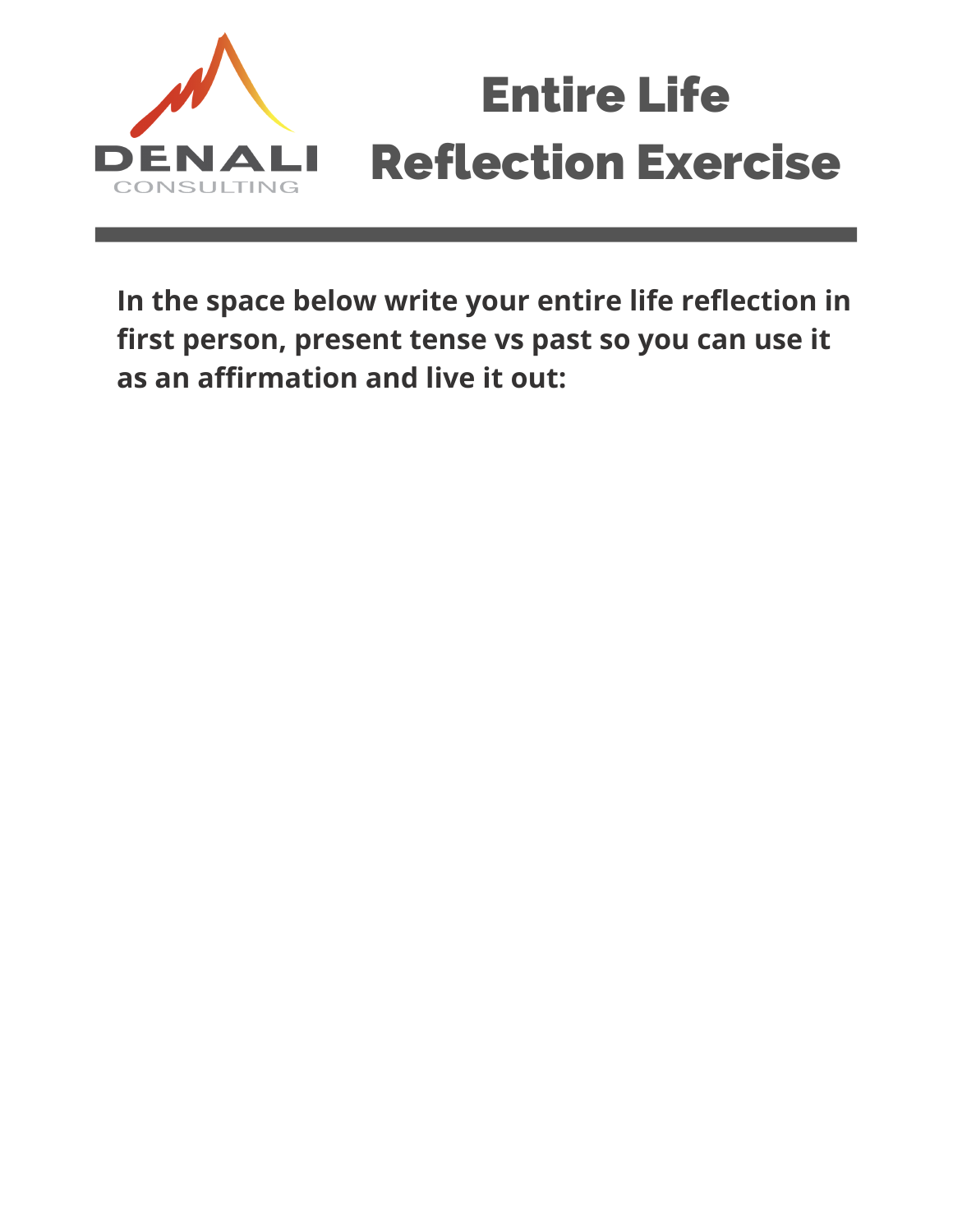DENALI
CONSULTING

# Entire Life Reflection Exercise

**In the space below write your entire life reflection in first person, present tense vs past so you can use it as an affirmation and live it out:**